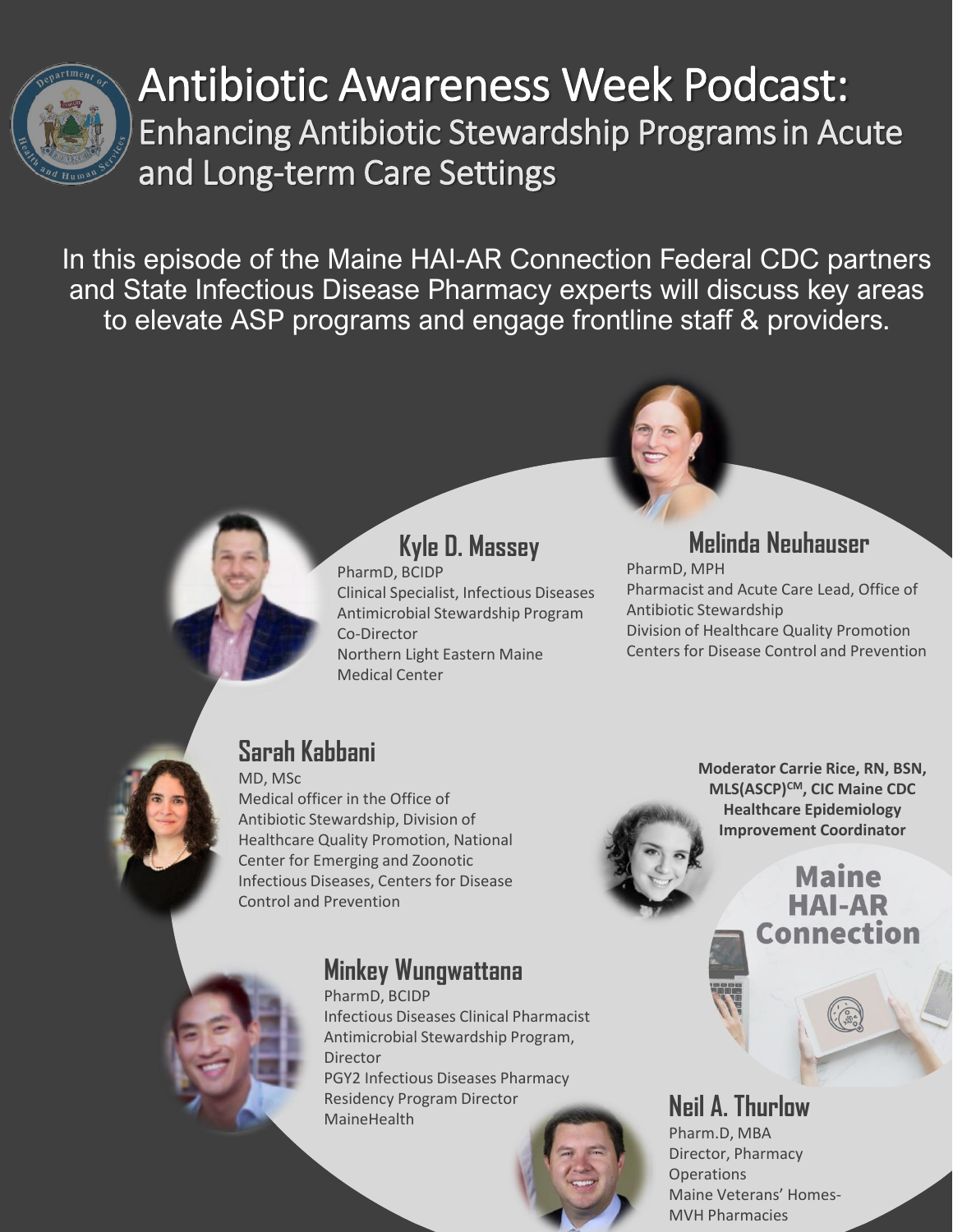# Antibiotic Awareness Week Podcast:

## Enhancing Antibiotic Stewardship Programs in Acute and Long-term Care Settings

In this episode of the Maine HAI-AR Connection Federal CDC partners and State Infectious Disease Pharmacy experts will discuss key areas to elevate ASP programs and engage frontline staff & providers.

### Kyle D. Massey

PharmD, BCIDP
Clinical Specialist, Infectious Diseases
Antimicrobial Stewardship Program Co-Director
Northern Light Eastern Maine Medical Center

### Melinda Neuhauser

PharmD, MPH
Pharmacist and Acute Care Lead, Office of Antibiotic Stewardship
Division of Healthcare Quality Promotion
Centers for Disease Control and Prevention

### Sarah Kabbani

MD, MSc
Medical officer in the Office of Antibiotic Stewardship, Division of Healthcare Quality Promotion, National Center for Emerging and Zoonotic Infectious Diseases, Centers for Disease Control and Prevention

**Moderator Carrie Rice, RN, BSN, MLS(ASCP)CM, CIC Maine CDC Healthcare Epidemiology Improvement Coordinator**

### Minkey Wungwattana

PharmD, BCIDP
Infectious Diseases Clinical Pharmacist
Antimicrobial Stewardship Program, Director
PGY2 Infectious Diseases Pharmacy Residency Program Director
MaineHealth

**Maine HAI-AR Connection**

### Neil A. Thurlow

Pharm.D, MBA
Director, Pharmacy Operations
Maine Veterans' Homes-MVH Pharmacies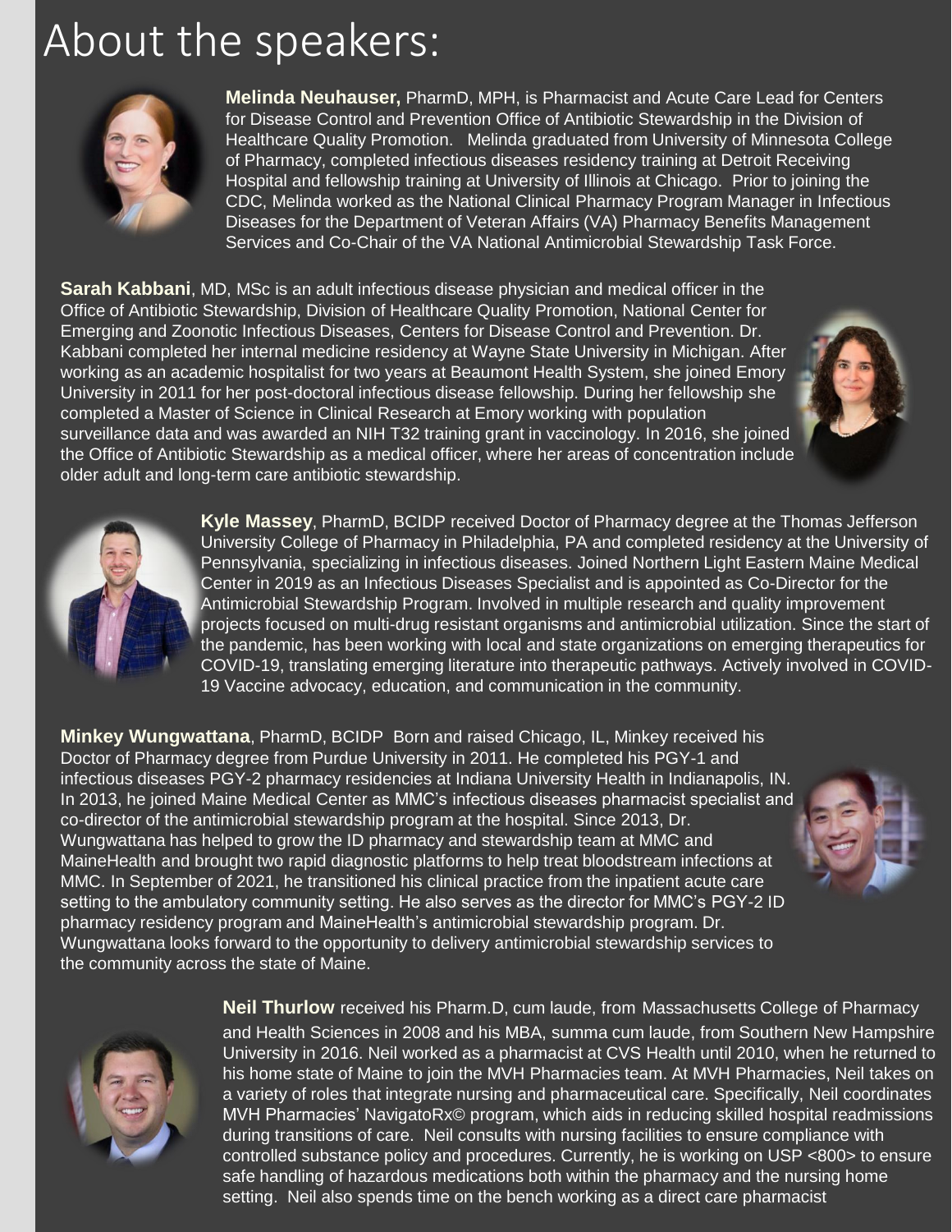# About the speakers:

**Melinda Neuhauser,** PharmD, MPH, is Pharmacist and Acute Care Lead for Centers for Disease Control and Prevention Office of Antibiotic Stewardship in the Division of Healthcare Quality Promotion. Melinda graduated from University of Minnesota College of Pharmacy, completed infectious diseases residency training at Detroit Receiving Hospital and fellowship training at University of Illinois at Chicago. Prior to joining the CDC, Melinda worked as the National Clinical Pharmacy Program Manager in Infectious Diseases for the Department of Veteran Affairs (VA) Pharmacy Benefits Management Services and Co-Chair of the VA National Antimicrobial Stewardship Task Force.

**Sarah Kabbani**, MD, MSc is an adult infectious disease physician and medical officer in the Office of Antibiotic Stewardship, Division of Healthcare Quality Promotion, National Center for Emerging and Zoonotic Infectious Diseases, Centers for Disease Control and Prevention. Dr. Kabbani completed her internal medicine residency at Wayne State University in Michigan. After working as an academic hospitalist for two years at Beaumont Health System, she joined Emory University in 2011 for her post-doctoral infectious disease fellowship. During her fellowship she completed a Master of Science in Clinical Research at Emory working with population surveillance data and was awarded an NIH T32 training grant in vaccinology. In 2016, she joined the Office of Antibiotic Stewardship as a medical officer, where her areas of concentration include older adult and long-term care antibiotic stewardship.

**Kyle Massey**, PharmD, BCIDP received Doctor of Pharmacy degree at the Thomas Jefferson University College of Pharmacy in Philadelphia, PA and completed residency at the University of Pennsylvania, specializing in infectious diseases. Joined Northern Light Eastern Maine Medical Center in 2019 as an Infectious Diseases Specialist and is appointed as Co-Director for the Antimicrobial Stewardship Program. Involved in multiple research and quality improvement projects focused on multi-drug resistant organisms and antimicrobial utilization. Since the start of the pandemic, has been working with local and state organizations on emerging therapeutics for COVID-19, translating emerging literature into therapeutic pathways. Actively involved in COVID-19 Vaccine advocacy, education, and communication in the community.

**Minkey Wungwattana**, PharmD, BCIDP Born and raised Chicago, IL, Minkey received his Doctor of Pharmacy degree from Purdue University in 2011. He completed his PGY-1 and infectious diseases PGY-2 pharmacy residencies at Indiana University Health in Indianapolis, IN. In 2013, he joined Maine Medical Center as MMC's infectious diseases pharmacist specialist and co-director of the antimicrobial stewardship program at the hospital. Since 2013, Dr. Wungwattana has helped to grow the ID pharmacy and stewardship team at MMC and MaineHealth and brought two rapid diagnostic platforms to help treat bloodstream infections at MMC. In September of 2021, he transitioned his clinical practice from the inpatient acute care setting to the ambulatory community setting. He also serves as the director for MMC's PGY-2 ID pharmacy residency program and MaineHealth's antimicrobial stewardship program. Dr. Wungwattana looks forward to the opportunity to delivery antimicrobial stewardship services to the community across the state of Maine.

**Neil Thurlow** received his Pharm.D, cum laude, from Massachusetts College of Pharmacy and Health Sciences in 2008 and his MBA, summa cum laude, from Southern New Hampshire University in 2016. Neil worked as a pharmacist at CVS Health until 2010, when he returned to his home state of Maine to join the MVH Pharmacies team. At MVH Pharmacies, Neil takes on a variety of roles that integrate nursing and pharmaceutical care. Specifically, Neil coordinates MVH Pharmacies' NavigatoRx© program, which aids in reducing skilled hospital readmissions during transitions of care. Neil consults with nursing facilities to ensure compliance with controlled substance policy and procedures. Currently, he is working on USP <800> to ensure safe handling of hazardous medications both within the pharmacy and the nursing home setting. Neil also spends time on the bench working as a direct care pharmacist